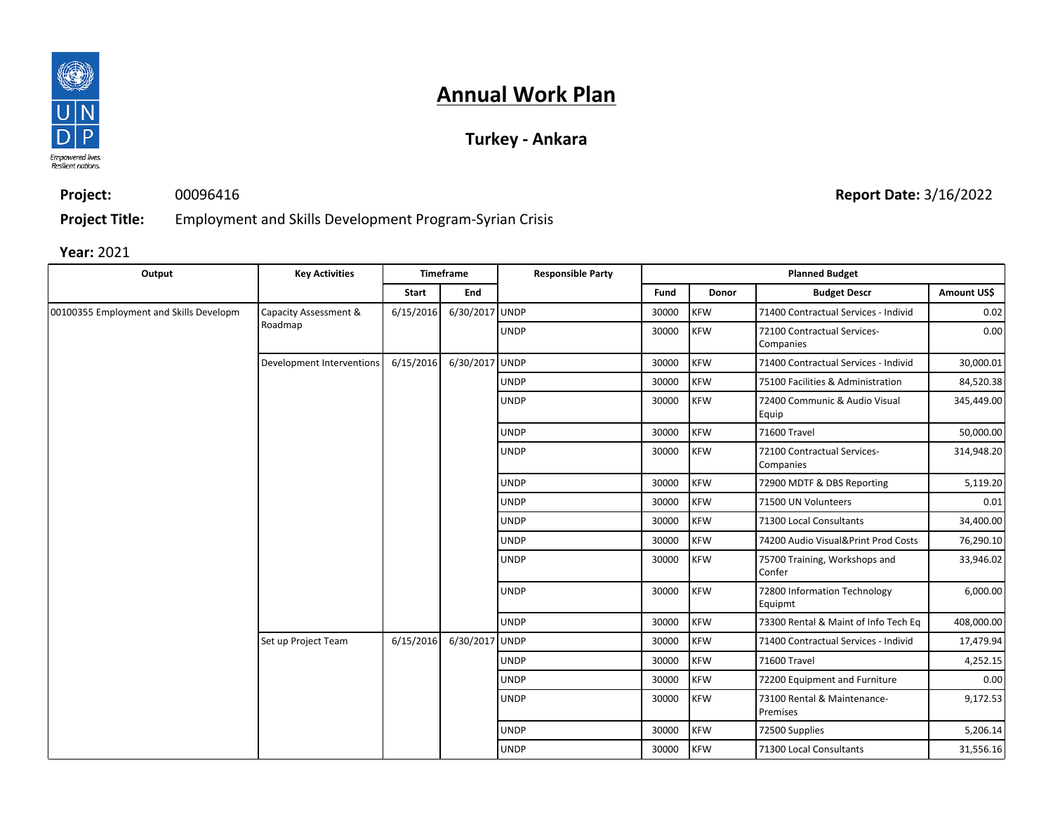# Annual Work Plan

## Turkey - Ankara

**Project:** 00096416

**Report Date:** 3/16/2022

**Project Title:** Employment and Skills Development Program-Syrian Crisis

**Year:** 2021

| Output | Key Activities | Timeframe | | Responsible Party | Planned Budget | | | |
|---|---|---|---|---|---|---|---|---|
| | | Start | End | | Fund | Donor | Budget Descr | Amount US$ |
| 00100355 Employment and Skills Developm | Capacity Assessment & Roadmap | 6/15/2016 | 6/30/2017 | UNDP | 30000 | KFW | 71400 Contractual Services - Individ | 0.02 |
| | | | | UNDP | 30000 | KFW | 72100 Contractual Services-Companies | 0.00 |
| | Development Interventions | 6/15/2016 | 6/30/2017 | UNDP | 30000 | KFW | 71400 Contractual Services - Individ | 30,000.01 |
| | | | | UNDP | 30000 | KFW | 75100 Facilities & Administration | 84,520.38 |
| | | | | UNDP | 30000 | KFW | 72400 Communic & Audio Visual Equip | 345,449.00 |
| | | | | UNDP | 30000 | KFW | 71600 Travel | 50,000.00 |
| | | | | UNDP | 30000 | KFW | 72100 Contractual Services-Companies | 314,948.20 |
| | | | | UNDP | 30000 | KFW | 72900 MDTF & DBS Reporting | 5,119.20 |
| | | | | UNDP | 30000 | KFW | 71500 UN Volunteers | 0.01 |
| | | | | UNDP | 30000 | KFW | 71300 Local Consultants | 34,400.00 |
| | | | | UNDP | 30000 | KFW | 74200 Audio Visual&Print Prod Costs | 76,290.10 |
| | | | | UNDP | 30000 | KFW | 75700 Training, Workshops and Confer | 33,946.02 |
| | | | | UNDP | 30000 | KFW | 72800 Information Technology Equipmt | 6,000.00 |
| | | | | UNDP | 30000 | KFW | 73300 Rental & Maint of Info Tech Eq | 408,000.00 |
| | Set up Project Team | 6/15/2016 | 6/30/2017 | UNDP | 30000 | KFW | 71400 Contractual Services - Individ | 17,479.94 |
| | | | | UNDP | 30000 | KFW | 71600 Travel | 4,252.15 |
| | | | | UNDP | 30000 | KFW | 72200 Equipment and Furniture | 0.00 |
| | | | | UNDP | 30000 | KFW | 73100 Rental & Maintenance-Premises | 9,172.53 |
| | | | | UNDP | 30000 | KFW | 72500 Supplies | 5,206.14 |
| | | | | UNDP | 30000 | KFW | 71300 Local Consultants | 31,556.16 |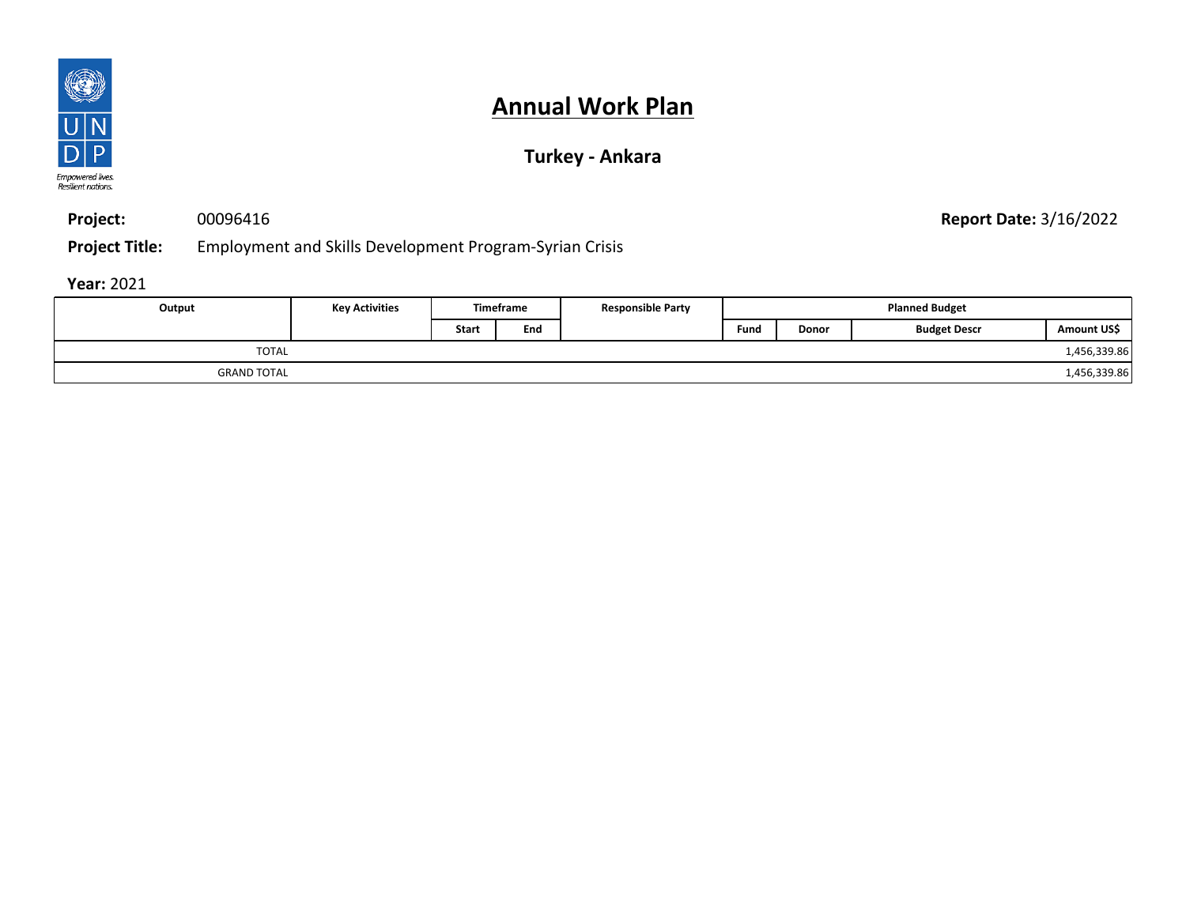# Annual Work Plan

**Turkey - Ankara**

**Project:** 00096416

**Report Date:** 3/16/2022

**Project Title:** Employment and Skills Development Program-Syrian Crisis

**Year:** 2021

| Output | Key Activities | Timeframe | | Responsible Party | Planned Budget | | | |
|---|---|---|---|---|---|---|---|---|
| | | Start | End | | Fund | Donor | Budget Descr | Amount US$ |
| TOTAL | | | | | | | | 1,456,339.86 |
| GRAND TOTAL | | | | | | | | 1,456,339.86 |